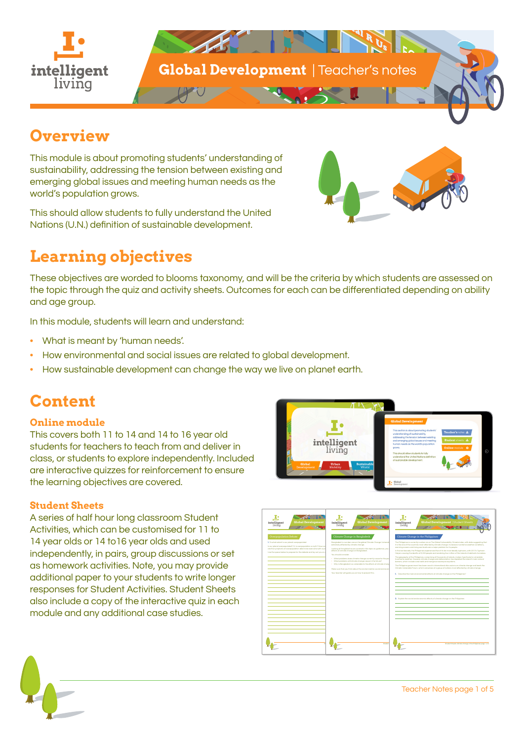# Global Development | Teacher's notes

## Overview

This module is about promoting students' understanding of sustainability, addressing the tension between existing and emerging global issues and meeting human needs as the world's population grows.

This should allow students to fully understand the United Nations (U.N.) definition of sustainable development.

## Learning objectives

These objectives are worded to blooms taxonomy, and will be the criteria by which students are assessed on the topic through the quiz and activity sheets. Outcomes for each can be differentiated depending on ability and age group.

In this module, students will learn and understand:

- What is meant by 'human needs'.
- How environmental and social issues are related to global development.
- How sustainable development can change the way we live on planet earth.

## Content

### Online module

This covers both 11 to 14 and 14 to 16 year old students for teachers to teach from and deliver in class, or students to explore independently. Included are interactive quizzes for reinforcement to ensure the learning objectives are covered.

### Student Sheets

A series of half hour long classroom Student Activities, which can be customised for 11 to 14 year olds or 14 to16 year olds and used independently, in pairs, group discussions or set as homework activities. Note, you may provide additional paper to your students to write longer responses for Student Activities. Student Sheets also include a copy of the interactive quiz in each module and any additional case studies.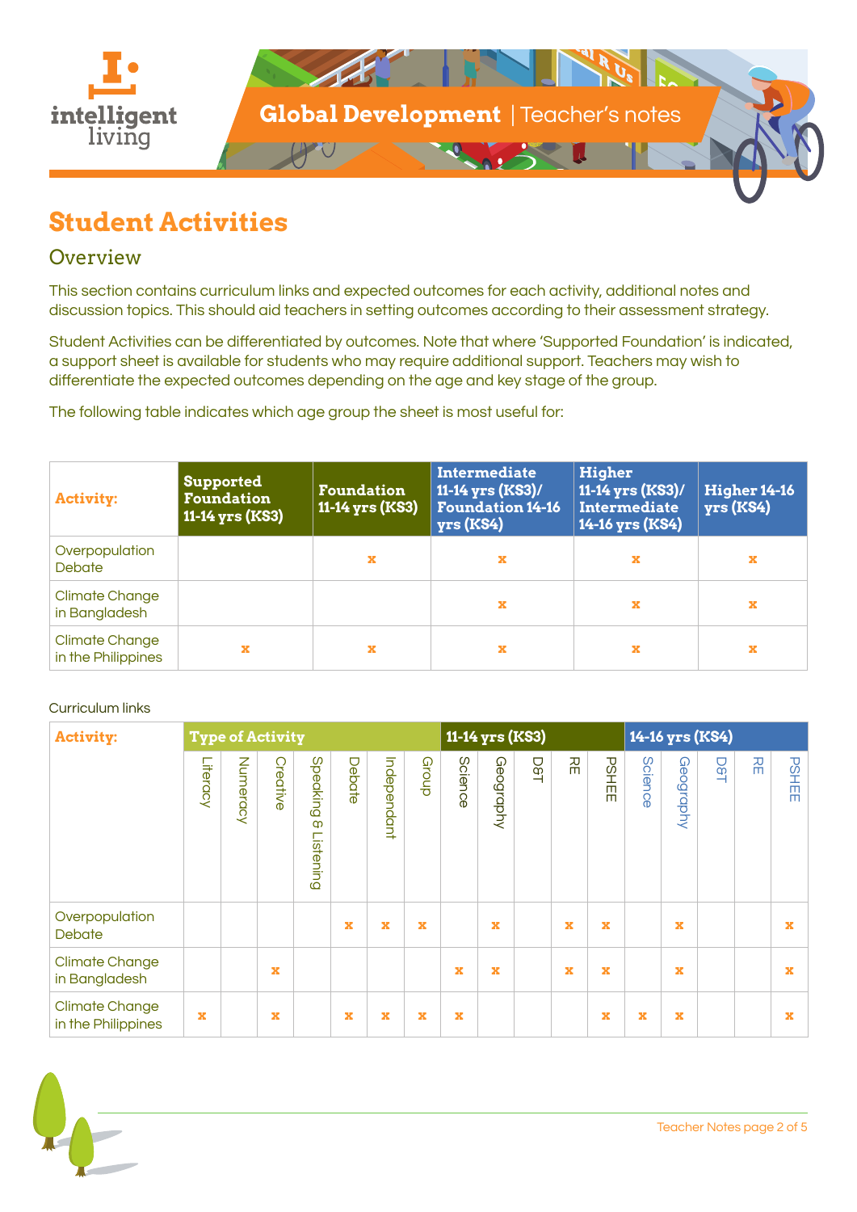# Student Activities

## Overview

This section contains curriculum links and expected outcomes for each activity, additional notes and discussion topics. This should aid teachers in setting outcomes according to their assessment strategy.

Student Activities can be differentiated by outcomes. Note that where 'Supported Foundation' is indicated, a support sheet is available for students who may require additional support. Teachers may wish to differentiate the expected outcomes depending on the age and key stage of the group.

The following table indicates which age group the sheet is most useful for:

| Activity: | Supported Foundation 11-14 yrs (KS3) | Foundation 11-14 yrs (KS3) | Intermediate 11-14 yrs (KS3)/ Foundation 14-16 yrs (KS4) | Higher 11-14 yrs (KS3)/ Intermediate 14-16 yrs (KS4) | Higher 14-16 yrs (KS4) |
|---|---|---|---|---|---|
| Overpopulation Debate | | x | x | x | x |
| Climate Change in Bangladesh | | | x | x | x |
| Climate Change in the Philippines | x | x | x | x | x |

Curriculum links

| Activity: | Type of Activity | | | | | | | 11-14 yrs (KS3) | | | | | 14-16 yrs (KS4) | | | | |
|---|---|---|---|---|---|---|---|---|---|---|---|---|---|---|---|---|---|
| | Literacy | Numeracy | Creative | Speaking & Listening | Debate | Independant | Group | Science | Geography | D&T | RE | PSHEE | Science | Geography | D&T | RE | PSHEE |
| Overpopulation Debate | | | | | x | x | x | | x | | x | x | | x | | | x |
| Climate Change in Bangladesh | | | x | | | | | x | x | | x | x | | x | | | x |
| Climate Change in the Philippines | x | | x | | x | x | x | x | | | | x | x | x | | | x |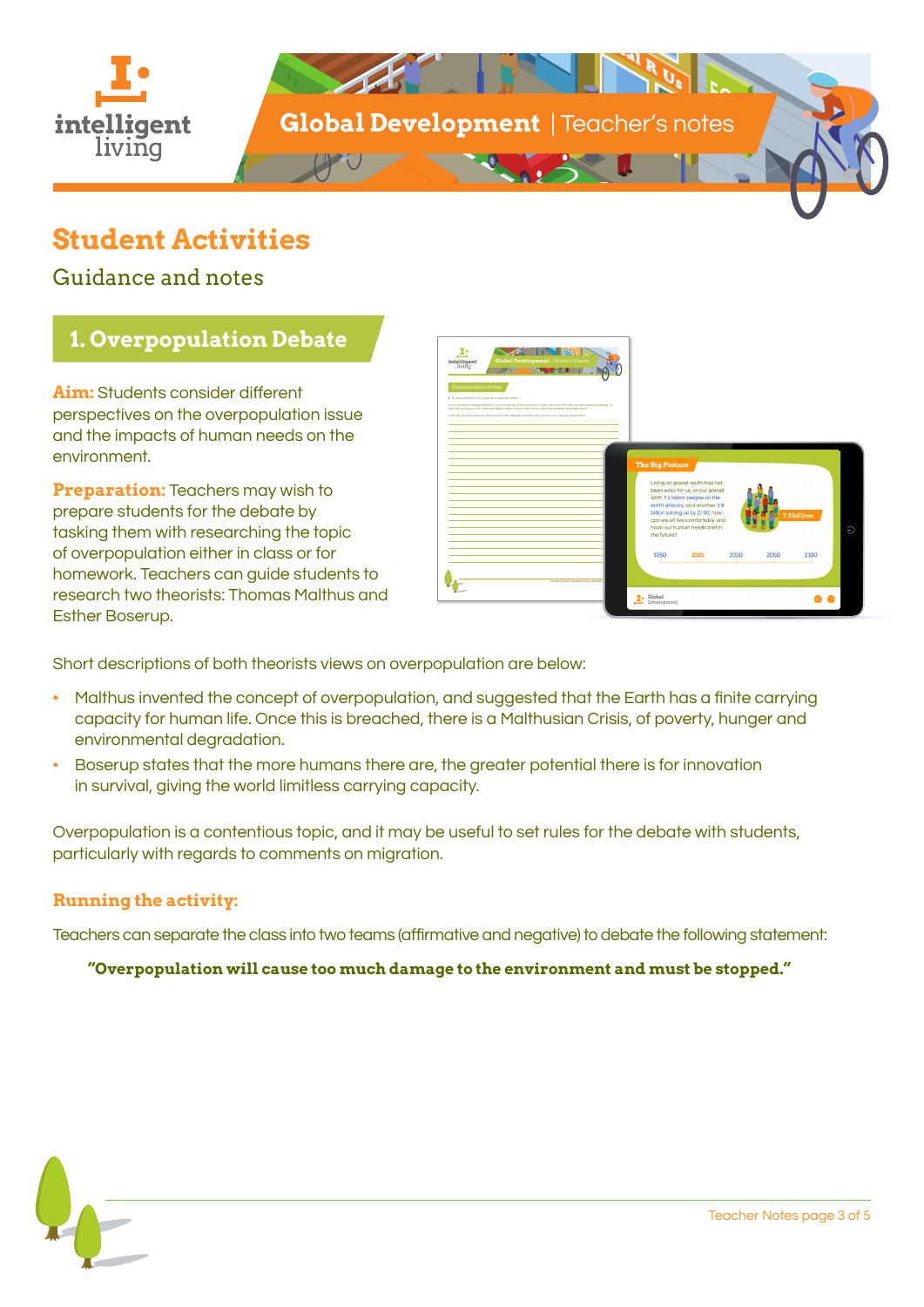## Student Activities

Guidance and notes

### 1. Overpopulation Debate

**Aim:** Students consider different perspectives on the overpopulation issue and the impacts of human needs on the environment.

**Preparation:** Teachers may wish to prepare students for the debate by tasking them with researching the topic of overpopulation either in class or for homework. Teachers can guide students to research two theorists: Thomas Malthus and Esther Boserup.

Short descriptions of both theorists views on overpopulation are below:

- Malthus invented the concept of overpopulation, and suggested that the Earth has a finite carrying capacity for human life. Once this is breached, there is a Malthusian Crisis, of poverty, hunger and environmental degradation.
- Boserup states that the more humans there are, the greater potential there is for innovation in survival, giving the world limitless carrying capacity.

Overpopulation is a contentious topic, and it may be useful to set rules for the debate with students, particularly with regards to comments on migration.

**Running the activity:**

Teachers can separate the class into two teams (affirmative and negative) to debate the following statement:

**"Overpopulation will cause too much damage to the environment and must be stopped."**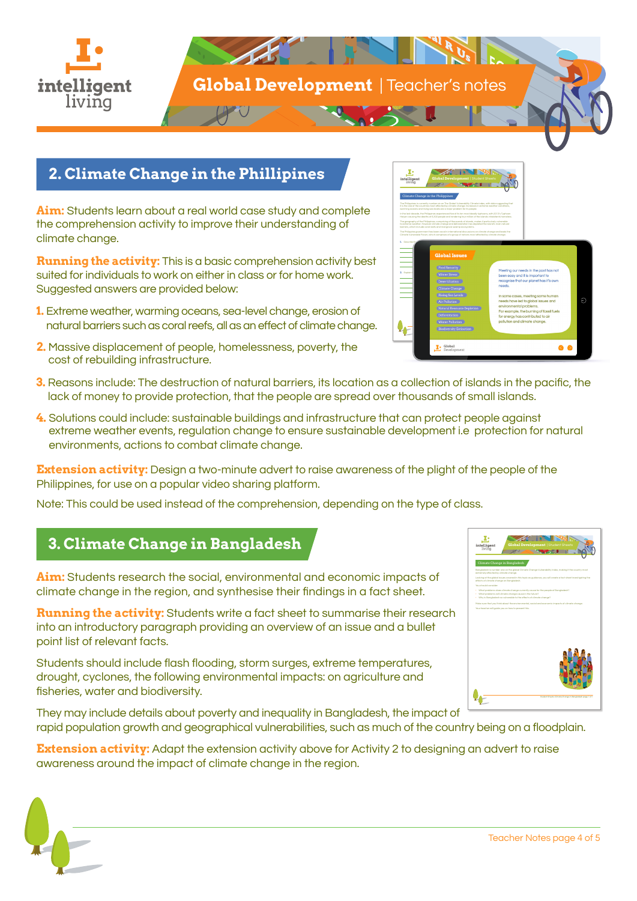## 2. Climate Change in the Phillipines

**Aim:** Students learn about a real world case study and complete the comprehension activity to improve their understanding of climate change.

**Running the activity:** This is a basic comprehension activity best suited for individuals to work on either in class or for home work. Suggested answers are provided below:

1. Extreme weather, warming oceans, sea-level change, erosion of natural barriers such as coral reefs, all as an effect of climate change.
2. Massive displacement of people, homelessness, poverty, the cost of rebuilding infrastructure.
3. Reasons include: The destruction of natural barriers, its location as a collection of islands in the pacific, the lack of money to provide protection, that the people are spread over thousands of small islands.
4. Solutions could include: sustainable buildings and infrastructure that can protect people against extreme weather events, regulation change to ensure sustainable development i.e protection for natural environments, actions to combat climate change.

**Extension activity:** Design a two-minute advert to raise awareness of the plight of the people of the Philippines, for use on a popular video sharing platform.

Note: This could be used instead of the comprehension, depending on the type of class.

## 3. Climate Change in Bangladesh

**Aim:** Students research the social, environmental and economic impacts of climate change in the region, and synthesise their findings in a fact sheet.

**Running the activity:** Students write a fact sheet to summarise their research into an introductory paragraph providing an overview of an issue and a bullet point list of relevant facts.

Students should include flash flooding, storm surges, extreme temperatures, drought, cyclones, the following environmental impacts: on agriculture and fisheries, water and biodiversity.

They may include details about poverty and inequality in Bangladesh, the impact of rapid population growth and geographical vulnerabilities, such as much of the country being on a floodplain.

**Extension activity:** Adapt the extension activity above for Activity 2 to designing an advert to raise awareness around the impact of climate change in the region.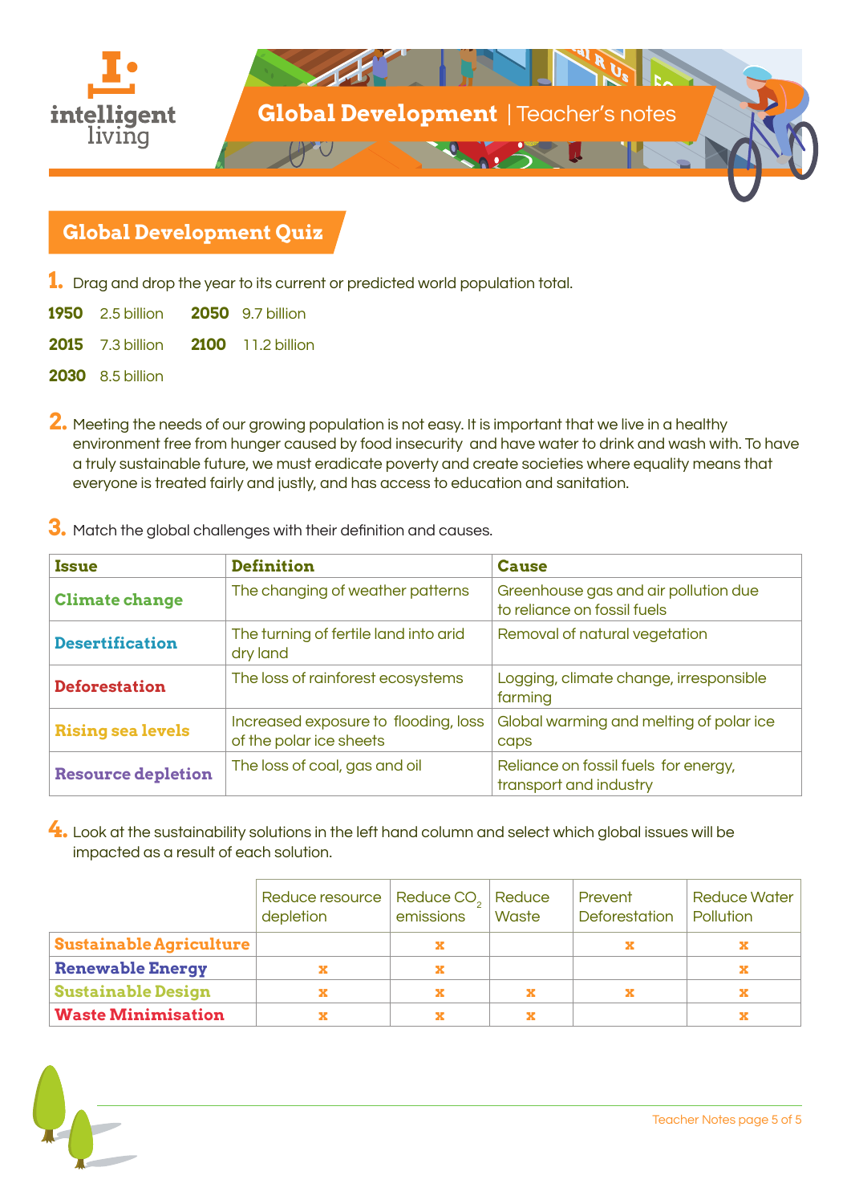# Global Development | Teacher's notes

## Global Development Quiz

**1.** Drag and drop the year to its current or predicted world population total.

**1950** 2.5 billion

**2015** 7.3 billion

**2030** 8.5 billion

**2050** 9.7 billion

**2100** 11.2 billion

**2.** Meeting the needs of our growing population is not easy. It is important that we live in a healthy environment free from hunger caused by food insecurity and have water to drink and wash with. To have a truly sustainable future, we must eradicate poverty and create societies where equality means that everyone is treated fairly and justly, and has access to education and sanitation.

**3.** Match the global challenges with their definition and causes.

| Issue | Definition | Cause |
|---|---|---|
| **Climate change** | The changing of weather patterns | Greenhouse gas and air pollution due to reliance on fossil fuels |
| **Desertification** | The turning of fertile land into arid dry land | Removal of natural vegetation |
| **Deforestation** | The loss of rainforest ecosystems | Logging, climate change, irresponsible farming |
| **Rising sea levels** | Increased exposure to flooding, loss of the polar ice sheets | Global warming and melting of polar ice caps |
| **Resource depletion** | The loss of coal, gas and oil | Reliance on fossil fuels for energy, transport and industry |

**4.** Look at the sustainability solutions in the left hand column and select which global issues will be impacted as a result of each solution.

| | Reduce resource depletion | Reduce $CO_2$ emissions | Reduce Waste | Prevent Deforestation | Reduce Water Pollution |
|---|---|---|---|---|---|
| **Sustainable Agriculture** | | x | | x | x |
| **Renewable Energy** | x | x | | | x |
| **Sustainable Design** | x | x | x | x | x |
| **Waste Minimisation** | x | x | x | | x |